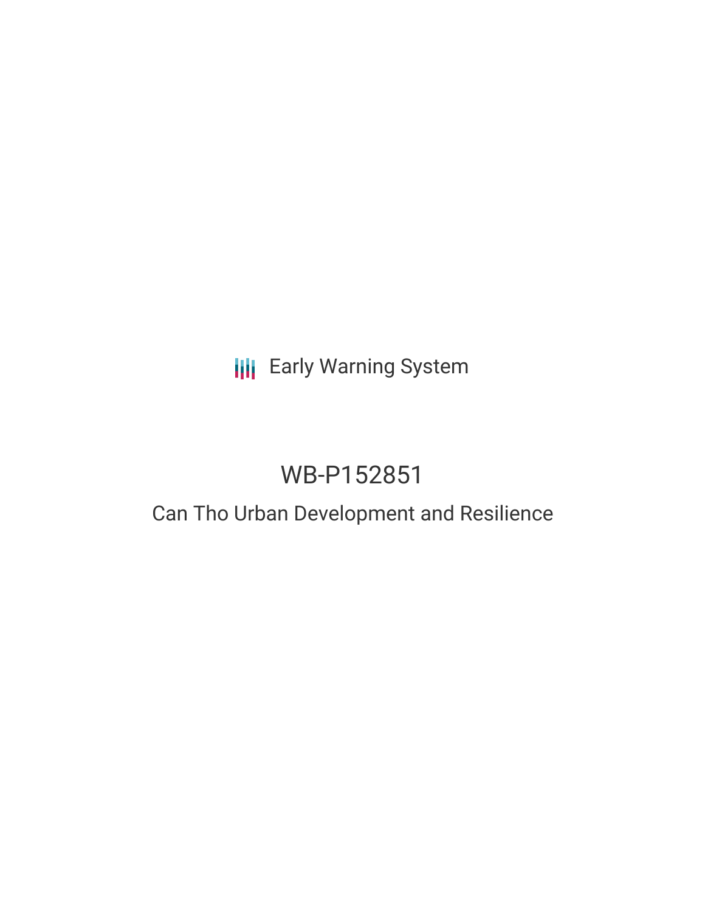Early Warning System

# WB-P152851

## Can Tho Urban Development and Resilience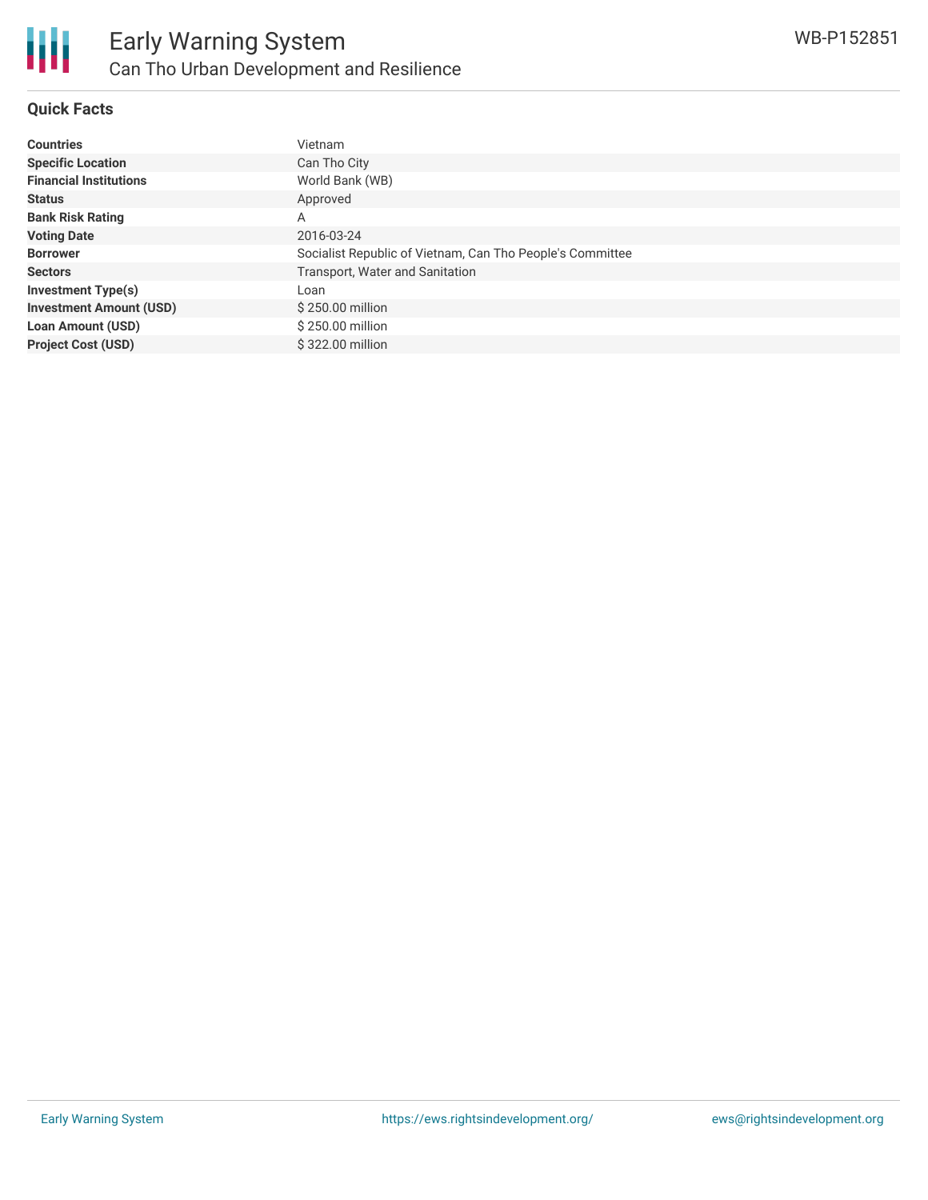# Early Warning System

## Can Tho Urban Development and Resilience

WB-P152851

### Quick Facts

| | |
|---|---|
| **Countries** | Vietnam |
| **Specific Location** | Can Tho City |
| **Financial Institutions** | World Bank (WB) |
| **Status** | Approved |
| **Bank Risk Rating** | A |
| **Voting Date** | 2016-03-24 |
| **Borrower** | Socialist Republic of Vietnam, Can Tho People's Committee |
| **Sectors** | Transport, Water and Sanitation |
| **Investment Type(s)** | Loan |
| **Investment Amount (USD)** | $ 250.00 million |
| **Loan Amount (USD)** | $ 250.00 million |
| **Project Cost (USD)** | $ 322.00 million |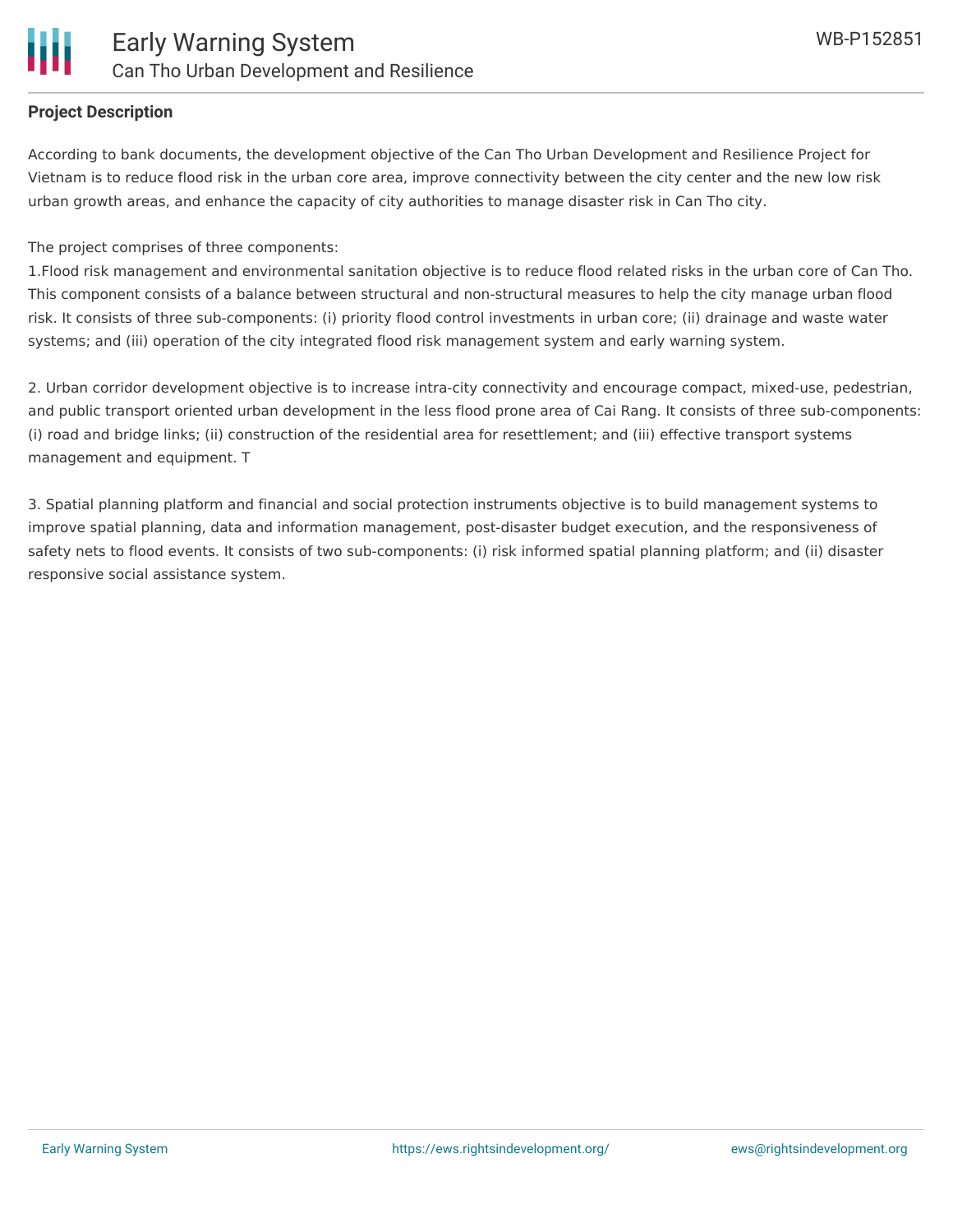**Project Description**

According to bank documents, the development objective of the Can Tho Urban Development and Resilience Project for Vietnam is to reduce flood risk in the urban core area, improve connectivity between the city center and the new low risk urban growth areas, and enhance the capacity of city authorities to manage disaster risk in Can Tho city.

The project comprises of three components:
1.Flood risk management and environmental sanitation objective is to reduce flood related risks in the urban core of Can Tho. This component consists of a balance between structural and non-structural measures to help the city manage urban flood risk. It consists of three sub-components: (i) priority flood control investments in urban core; (ii) drainage and waste water systems; and (iii) operation of the city integrated flood risk management system and early warning system.

2. Urban corridor development objective is to increase intra-city connectivity and encourage compact, mixed-use, pedestrian, and public transport oriented urban development in the less flood prone area of Cai Rang. It consists of three sub-components: (i) road and bridge links; (ii) construction of the residential area for resettlement; and (iii) effective transport systems management and equipment. T

3. Spatial planning platform and financial and social protection instruments objective is to build management systems to improve spatial planning, data and information management, post-disaster budget execution, and the responsiveness of safety nets to flood events. It consists of two sub-components: (i) risk informed spatial planning platform; and (ii) disaster responsive social assistance system.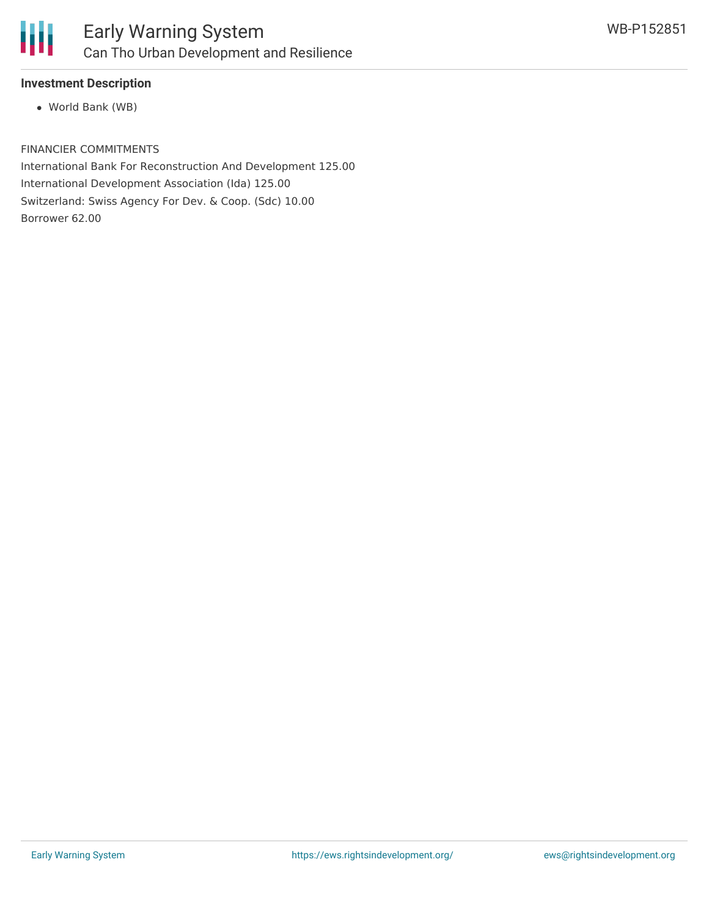**Investment Description**

- World Bank (WB)

FINANCIER COMMITMENTS
International Bank For Reconstruction And Development 125.00
International Development Association (Ida) 125.00
Switzerland: Swiss Agency For Dev. & Coop. (Sdc) 10.00
Borrower 62.00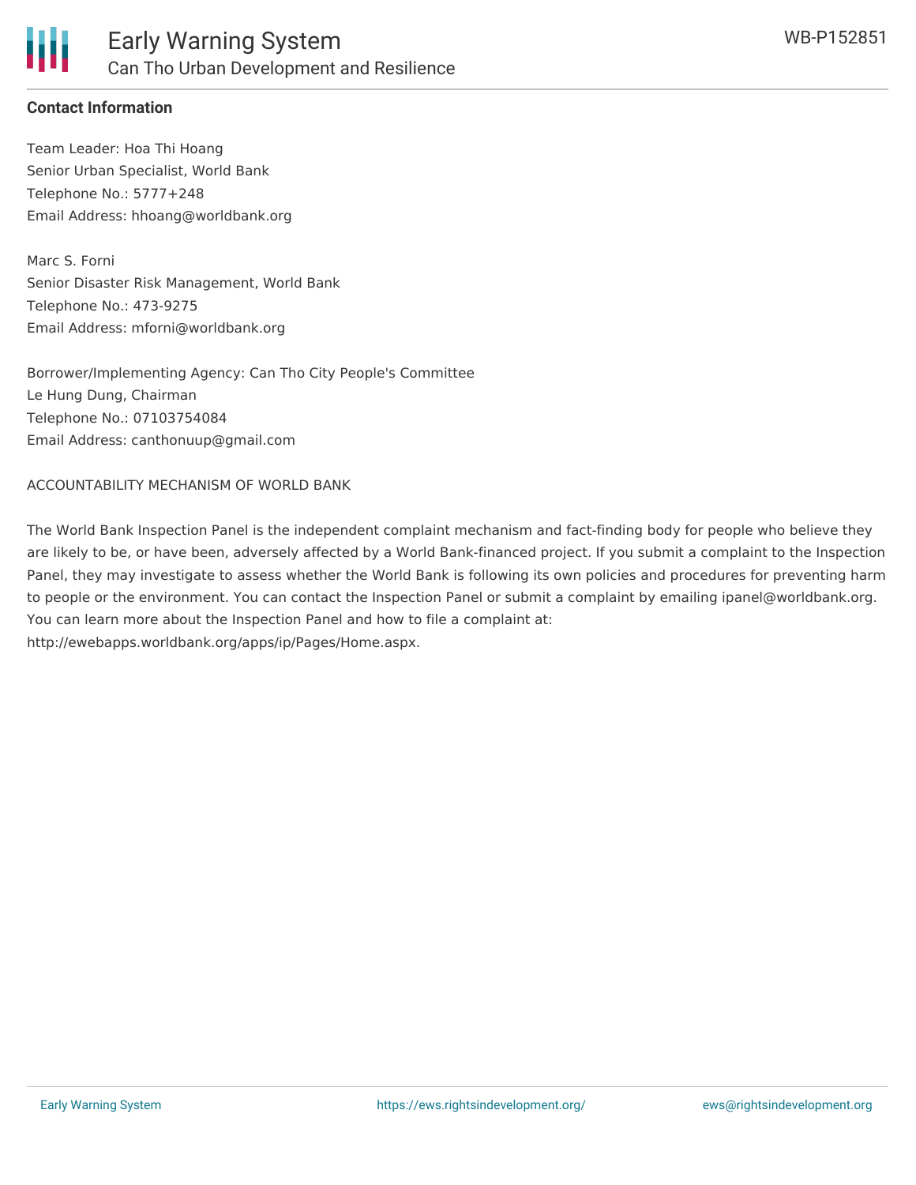**Contact Information**

Team Leader: Hoa Thi Hoang
Senior Urban Specialist, World Bank
Telephone No.: 5777+248
Email Address: hhoang@worldbank.org

Marc S. Forni
Senior Disaster Risk Management, World Bank
Telephone No.: 473-9275
Email Address: mforni@worldbank.org

Borrower/Implementing Agency: Can Tho City People's Committee
Le Hung Dung, Chairman
Telephone No.: 07103754084
Email Address: canthonuup@gmail.com

ACCOUNTABILITY MECHANISM OF WORLD BANK

The World Bank Inspection Panel is the independent complaint mechanism and fact-finding body for people who believe they are likely to be, or have been, adversely affected by a World Bank-financed project. If you submit a complaint to the Inspection Panel, they may investigate to assess whether the World Bank is following its own policies and procedures for preventing harm to people or the environment. You can contact the Inspection Panel or submit a complaint by emailing ipanel@worldbank.org. You can learn more about the Inspection Panel and how to file a complaint at: http://ewebapps.worldbank.org/apps/ip/Pages/Home.aspx.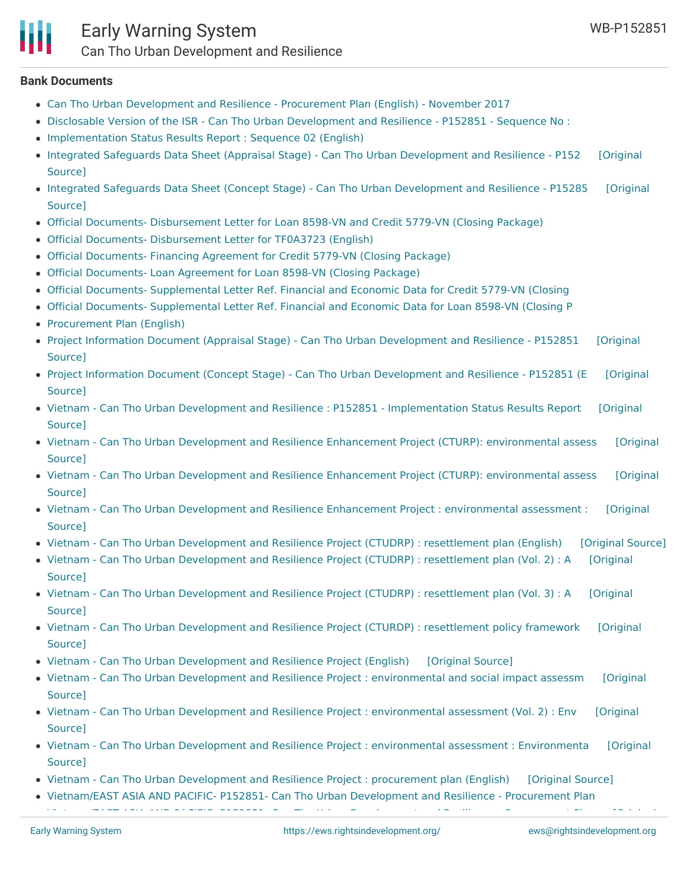**Bank Documents**

- Can Tho Urban Development and Resilience - Procurement Plan (English) - November 2017
- Disclosable Version of the ISR - Can Tho Urban Development and Resilience - P152851 - Sequence No :
- Implementation Status Results Report : Sequence 02 (English)
- Integrated Safeguards Data Sheet (Appraisal Stage) - Can Tho Urban Development and Resilience - P152 [Original Source]
- Integrated Safeguards Data Sheet (Concept Stage) - Can Tho Urban Development and Resilience - P15285 [Original Source]
- Official Documents- Disbursement Letter for Loan 8598-VN and Credit 5779-VN (Closing Package)
- Official Documents- Disbursement Letter for TF0A3723 (English)
- Official Documents- Financing Agreement for Credit 5779-VN (Closing Package)
- Official Documents- Loan Agreement for Loan 8598-VN (Closing Package)
- Official Documents- Supplemental Letter Ref. Financial and Economic Data for Credit 5779-VN (Closing
- Official Documents- Supplemental Letter Ref. Financial and Economic Data for Loan 8598-VN (Closing P
- Procurement Plan (English)
- Project Information Document (Appraisal Stage) - Can Tho Urban Development and Resilience - P152851 [Original Source]
- Project Information Document (Concept Stage) - Can Tho Urban Development and Resilience - P152851 (E [Original Source]
- Vietnam - Can Tho Urban Development and Resilience : P152851 - Implementation Status Results Report [Original Source]
- Vietnam - Can Tho Urban Development and Resilience Enhancement Project (CTURP): environmental assess [Original Source]
- Vietnam - Can Tho Urban Development and Resilience Enhancement Project (CTURP): environmental assess [Original Source]
- Vietnam - Can Tho Urban Development and Resilience Enhancement Project : environmental assessment : [Original Source]
- Vietnam - Can Tho Urban Development and Resilience Project (CTUDRP) : resettlement plan (English) [Original Source]
- Vietnam - Can Tho Urban Development and Resilience Project (CTUDRP) : resettlement plan (Vol. 2) : A [Original Source]
- Vietnam - Can Tho Urban Development and Resilience Project (CTUDRP) : resettlement plan (Vol. 3) : A [Original Source]
- Vietnam - Can Tho Urban Development and Resilience Project (CTURDP) : resettlement policy framework [Original Source]
- Vietnam - Can Tho Urban Development and Resilience Project (English) [Original Source]
- Vietnam - Can Tho Urban Development and Resilience Project : environmental and social impact assessm [Original Source]
- Vietnam - Can Tho Urban Development and Resilience Project : environmental assessment (Vol. 2) : Env [Original Source]
- Vietnam - Can Tho Urban Development and Resilience Project : environmental assessment : Environmenta [Original Source]
- Vietnam - Can Tho Urban Development and Resilience Project : procurement plan (English) [Original Source]
- Vietnam/EAST ASIA AND PACIFIC- P152851- Can Tho Urban Development and Resilience - Procurement Plan